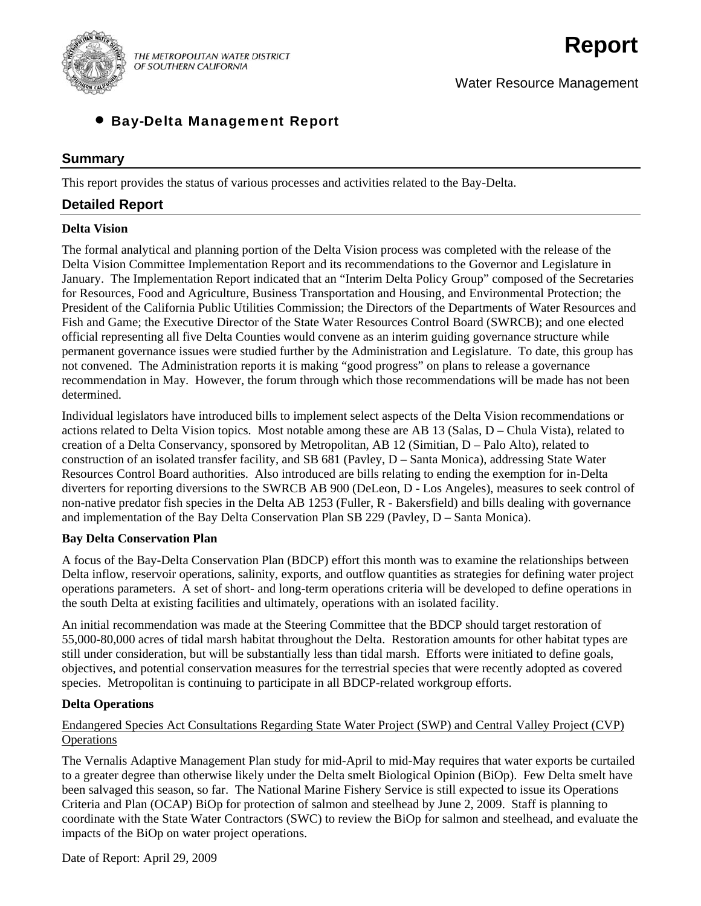THE METROPOLITAN WATER DISTRICT OF SOUTHERN CALIFORNIA

# Report

Water Resource Management

- **Bay-Delta Management Report**

## Summary

This report provides the status of various processes and activities related to the Bay-Delta.

## Detailed Report

### Delta Vision

The formal analytical and planning portion of the Delta Vision process was completed with the release of the Delta Vision Committee Implementation Report and its recommendations to the Governor and Legislature in January. The Implementation Report indicated that an "Interim Delta Policy Group" composed of the Secretaries for Resources, Food and Agriculture, Business Transportation and Housing, and Environmental Protection; the President of the California Public Utilities Commission; the Directors of the Departments of Water Resources and Fish and Game; the Executive Director of the State Water Resources Control Board (SWRCB); and one elected official representing all five Delta Counties would convene as an interim guiding governance structure while permanent governance issues were studied further by the Administration and Legislature. To date, this group has not convened. The Administration reports it is making "good progress" on plans to release a governance recommendation in May. However, the forum through which those recommendations will be made has not been determined.

Individual legislators have introduced bills to implement select aspects of the Delta Vision recommendations or actions related to Delta Vision topics. Most notable among these are AB 13 (Salas, D – Chula Vista), related to creation of a Delta Conservancy, sponsored by Metropolitan, AB 12 (Simitian, D – Palo Alto), related to construction of an isolated transfer facility, and SB 681 (Pavley, D – Santa Monica), addressing State Water Resources Control Board authorities. Also introduced are bills relating to ending the exemption for in-Delta diverters for reporting diversions to the SWRCB AB 900 (DeLeon, D - Los Angeles), measures to seek control of non-native predator fish species in the Delta AB 1253 (Fuller, R - Bakersfield) and bills dealing with governance and implementation of the Bay Delta Conservation Plan SB 229 (Pavley, D – Santa Monica).

### Bay Delta Conservation Plan

A focus of the Bay-Delta Conservation Plan (BDCP) effort this month was to examine the relationships between Delta inflow, reservoir operations, salinity, exports, and outflow quantities as strategies for defining water project operations parameters. A set of short- and long-term operations criteria will be developed to define operations in the south Delta at existing facilities and ultimately, operations with an isolated facility.

An initial recommendation was made at the Steering Committee that the BDCP should target restoration of 55,000-80,000 acres of tidal marsh habitat throughout the Delta. Restoration amounts for other habitat types are still under consideration, but will be substantially less than tidal marsh. Efforts were initiated to define goals, objectives, and potential conservation measures for the terrestrial species that were recently adopted as covered species. Metropolitan is continuing to participate in all BDCP-related workgroup efforts.

### Delta Operations

<u>Endangered Species Act Consultations Regarding State Water Project (SWP) and Central Valley Project (CVP) Operations</u>

The Vernalis Adaptive Management Plan study for mid-April to mid-May requires that water exports be curtailed to a greater degree than otherwise likely under the Delta smelt Biological Opinion (BiOp). Few Delta smelt have been salvaged this season, so far. The National Marine Fishery Service is still expected to issue its Operations Criteria and Plan (OCAP) BiOp for protection of salmon and steelhead by June 2, 2009. Staff is planning to coordinate with the State Water Contractors (SWC) to review the BiOp for salmon and steelhead, and evaluate the impacts of the BiOp on water project operations.

Date of Report: April 29, 2009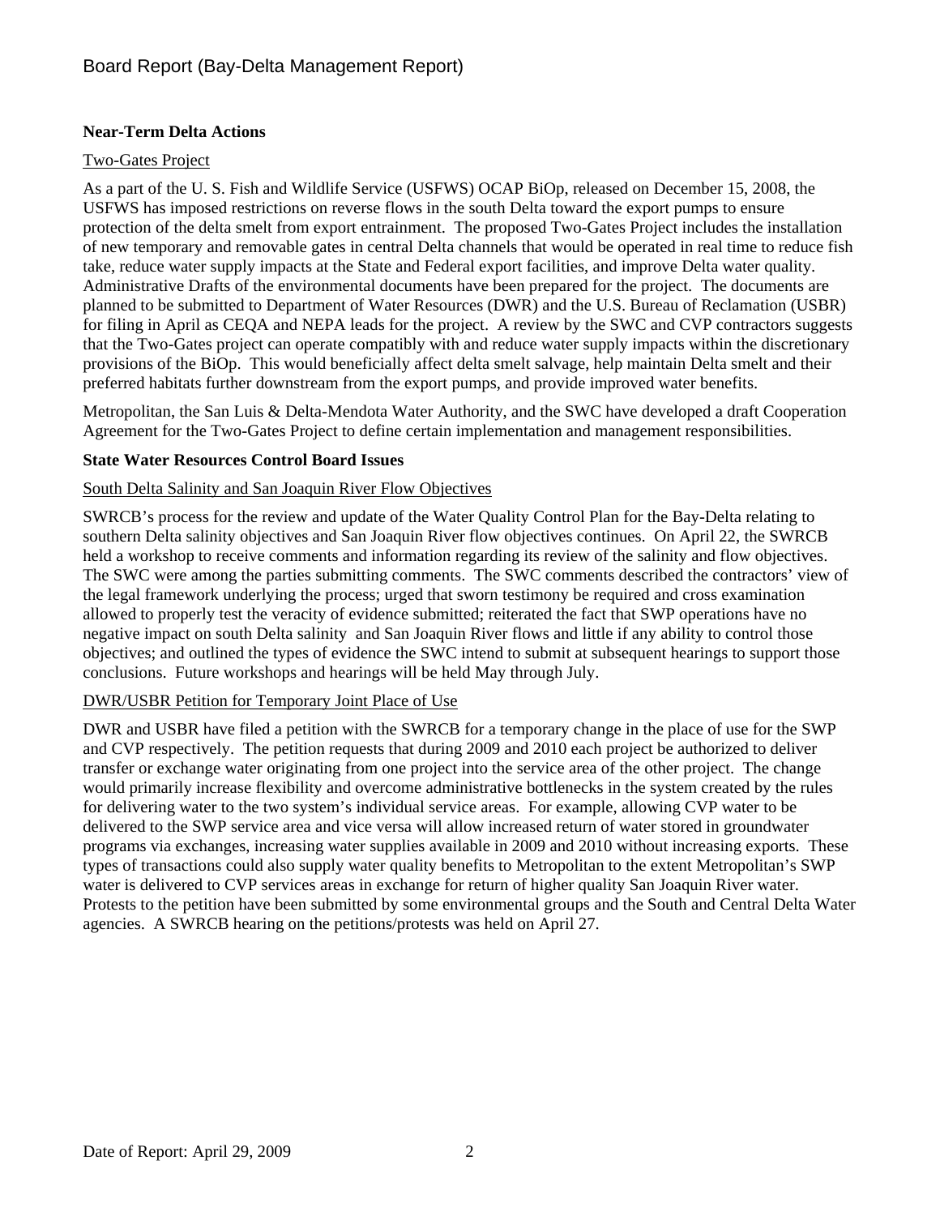**Near-Term Delta Actions**

Two-Gates Project

As a part of the U. S. Fish and Wildlife Service (USFWS) OCAP BiOp, released on December 15, 2008, the USFWS has imposed restrictions on reverse flows in the south Delta toward the export pumps to ensure protection of the delta smelt from export entrainment. The proposed Two-Gates Project includes the installation of new temporary and removable gates in central Delta channels that would be operated in real time to reduce fish take, reduce water supply impacts at the State and Federal export facilities, and improve Delta water quality. Administrative Drafts of the environmental documents have been prepared for the project. The documents are planned to be submitted to Department of Water Resources (DWR) and the U.S. Bureau of Reclamation (USBR) for filing in April as CEQA and NEPA leads for the project. A review by the SWC and CVP contractors suggests that the Two-Gates project can operate compatibly with and reduce water supply impacts within the discretionary provisions of the BiOp. This would beneficially affect delta smelt salvage, help maintain Delta smelt and their preferred habitats further downstream from the export pumps, and provide improved water benefits.

Metropolitan, the San Luis & Delta-Mendota Water Authority, and the SWC have developed a draft Cooperation Agreement for the Two-Gates Project to define certain implementation and management responsibilities.

**State Water Resources Control Board Issues**

South Delta Salinity and San Joaquin River Flow Objectives

SWRCB's process for the review and update of the Water Quality Control Plan for the Bay-Delta relating to southern Delta salinity objectives and San Joaquin River flow objectives continues. On April 22, the SWRCB held a workshop to receive comments and information regarding its review of the salinity and flow objectives. The SWC were among the parties submitting comments. The SWC comments described the contractors' view of the legal framework underlying the process; urged that sworn testimony be required and cross examination allowed to properly test the veracity of evidence submitted; reiterated the fact that SWP operations have no negative impact on south Delta salinity and San Joaquin River flows and little if any ability to control those objectives; and outlined the types of evidence the SWC intend to submit at subsequent hearings to support those conclusions. Future workshops and hearings will be held May through July.

DWR/USBR Petition for Temporary Joint Place of Use

DWR and USBR have filed a petition with the SWRCB for a temporary change in the place of use for the SWP and CVP respectively. The petition requests that during 2009 and 2010 each project be authorized to deliver transfer or exchange water originating from one project into the service area of the other project. The change would primarily increase flexibility and overcome administrative bottlenecks in the system created by the rules for delivering water to the two system's individual service areas. For example, allowing CVP water to be delivered to the SWP service area and vice versa will allow increased return of water stored in groundwater programs via exchanges, increasing water supplies available in 2009 and 2010 without increasing exports. These types of transactions could also supply water quality benefits to Metropolitan to the extent Metropolitan's SWP water is delivered to CVP services areas in exchange for return of higher quality San Joaquin River water. Protests to the petition have been submitted by some environmental groups and the South and Central Delta Water agencies. A SWRCB hearing on the petitions/protests was held on April 27.